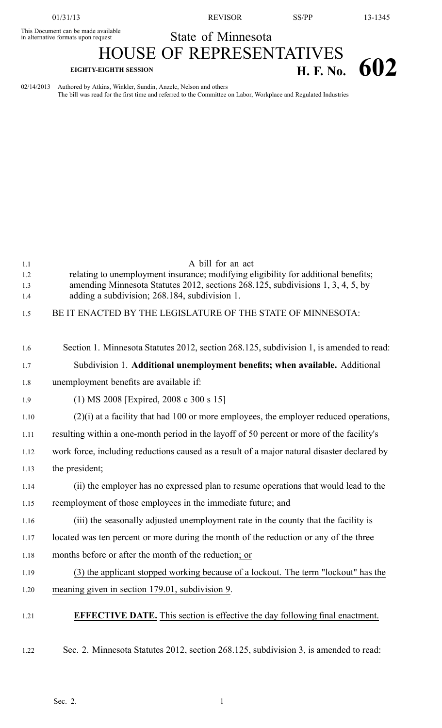This Document can be made available in alternative formats upon request

State of Minnesota

# HOUSE OF REPRESENTATIVES

**EIGHTY-EIGHTH SESSION** **H. F. No. 602**

02/14/2013 Authored by Atkins, Winkler, Sundin, Anzelc, Nelson and others
The bill was read for the first time and referred to the Committee on Labor, Workplace and Regulated Industries

A bill for an act
relating to unemployment insurance; modifying eligibility for additional benefits; amending Minnesota Statutes 2012, sections 268.125, subdivisions 1, 3, 4, 5, by adding a subdivision; 268.184, subdivision 1.

BE IT ENACTED BY THE LEGISLATURE OF THE STATE OF MINNESOTA:

Section 1. Minnesota Statutes 2012, section 268.125, subdivision 1, is amended to read:

Subdivision 1. **Additional unemployment benefits; when available.** Additional unemployment benefits are available if:

(1) MS 2008 [Expired, 2008 c 300 s 15]

(2)(i) at a facility that had 100 or more employees, the employer reduced operations, resulting within a one-month period in the layoff of 50 percent or more of the facility's work force, including reductions caused as a result of a major natural disaster declared by the president;

(ii) the employer has no expressed plan to resume operations that would lead to the reemployment of those employees in the immediate future; and

(iii) the seasonally adjusted unemployment rate in the county that the facility is located was ten percent or more during the month of the reduction or any of the three months before or after the month of the reduction; or

(3) the applicant stopped working because of a lockout. The term "lockout" has the meaning given in section 179.01, subdivision 9.

**EFFECTIVE DATE.** This section is effective the day following final enactment.

Sec. 2. Minnesota Statutes 2012, section 268.125, subdivision 3, is amended to read: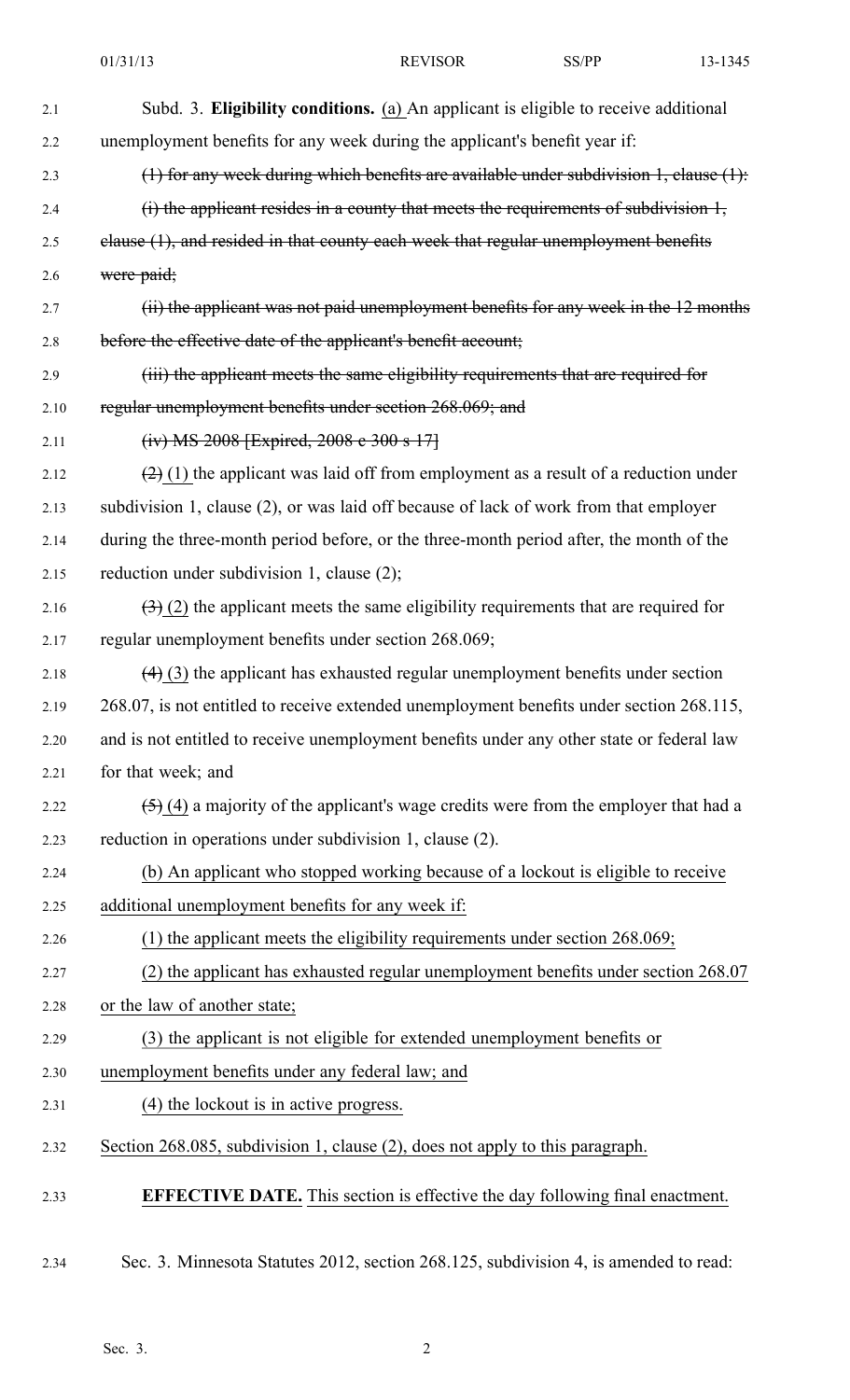Subd. 3. **Eligibility conditions.** <u>(a)</u> An applicant is eligible to receive additional unemployment benefits for any week during the applicant's benefit year if:

~~(1) for any week during which benefits are available under subdivision 1, clause (1):~~

~~(i) the applicant resides in a county that meets the requirements of subdivision 1, clause (1), and resided in that county each week that regular unemployment benefits were paid;~~

~~(ii) the applicant was not paid unemployment benefits for any week in the 12 months before the effective date of the applicant's benefit account;~~

~~(iii) the applicant meets the same eligibility requirements that are required for regular unemployment benefits under section 268.069; and~~

~~(iv) MS 2008 [Expired, 2008 c 300 s 17]~~

~~(2)~~ <u>(1)</u> the applicant was laid off from employment as a result of a reduction under subdivision 1, clause (2), or was laid off because of lack of work from that employer during the three-month period before, or the three-month period after, the month of the reduction under subdivision 1, clause (2);

~~(3)~~ <u>(2)</u> the applicant meets the same eligibility requirements that are required for regular unemployment benefits under section 268.069;

~~(4)~~ <u>(3)</u> the applicant has exhausted regular unemployment benefits under section 268.07, is not entitled to receive extended unemployment benefits under section 268.115, and is not entitled to receive unemployment benefits under any other state or federal law for that week; and

~~(5)~~ <u>(4)</u> a majority of the applicant's wage credits were from the employer that had a reduction in operations under subdivision 1, clause (2).

<u>(b) An applicant who stopped working because of a lockout is eligible to receive additional unemployment benefits for any week if:</u>

<u>(1) the applicant meets the eligibility requirements under section 268.069;</u>

<u>(2) the applicant has exhausted regular unemployment benefits under section 268.07 or the law of another state;</u>

<u>(3) the applicant is not eligible for extended unemployment benefits or unemployment benefits under any federal law; and</u>

<u>(4) the lockout is in active progress.</u>

<u>Section 268.085, subdivision 1, clause (2), does not apply to this paragraph.</u>

**EFFECTIVE DATE.** <u>This section is effective the day following final enactment.</u>

Sec. 3. Minnesota Statutes 2012, section 268.125, subdivision 4, is amended to read: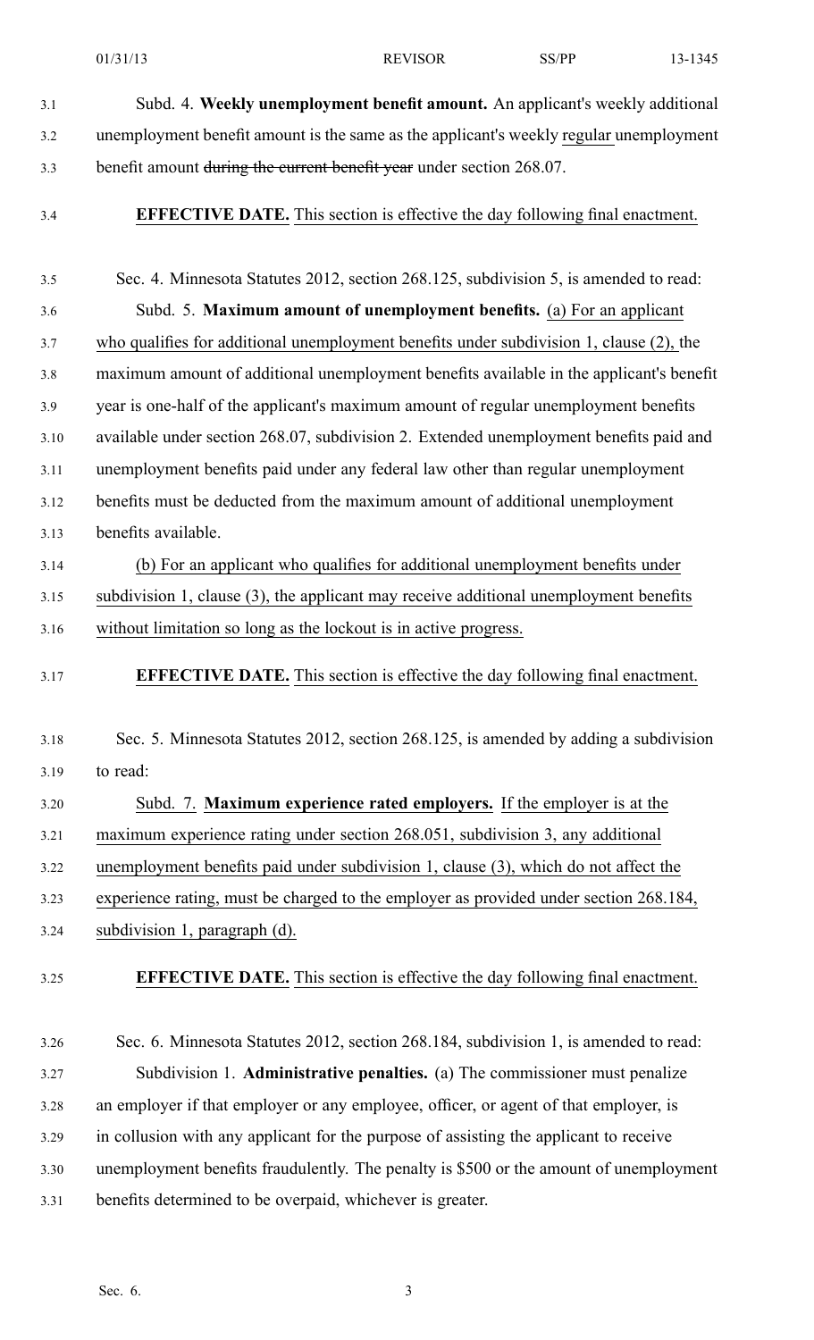Subd. 4. **Weekly unemployment benefit amount.** An applicant's weekly additional unemployment benefit amount is the same as the applicant's weekly regular unemployment benefit amount ~~during the current benefit year~~ under section 268.07.

**EFFECTIVE DATE.** This section is effective the day following final enactment.

Sec. 4. Minnesota Statutes 2012, section 268.125, subdivision 5, is amended to read:

Subd. 5. **Maximum amount of unemployment benefits.** (a) For an applicant who qualifies for additional unemployment benefits under subdivision 1, clause (2), the maximum amount of additional unemployment benefits available in the applicant's benefit year is one-half of the applicant's maximum amount of regular unemployment benefits available under section 268.07, subdivision 2. Extended unemployment benefits paid and unemployment benefits paid under any federal law other than regular unemployment benefits must be deducted from the maximum amount of additional unemployment benefits available.

(b) For an applicant who qualifies for additional unemployment benefits under subdivision 1, clause (3), the applicant may receive additional unemployment benefits without limitation so long as the lockout is in active progress.

**EFFECTIVE DATE.** This section is effective the day following final enactment.

Sec. 5. Minnesota Statutes 2012, section 268.125, is amended by adding a subdivision to read:

Subd. 7. **Maximum experience rated employers.** If the employer is at the maximum experience rating under section 268.051, subdivision 3, any additional unemployment benefits paid under subdivision 1, clause (3), which do not affect the experience rating, must be charged to the employer as provided under section 268.184, subdivision 1, paragraph (d).

**EFFECTIVE DATE.** This section is effective the day following final enactment.

Sec. 6. Minnesota Statutes 2012, section 268.184, subdivision 1, is amended to read:

Subdivision 1. **Administrative penalties.** (a) The commissioner must penalize an employer if that employer or any employee, officer, or agent of that employer, is in collusion with any applicant for the purpose of assisting the applicant to receive unemployment benefits fraudulently. The penalty is $500 or the amount of unemployment benefits determined to be overpaid, whichever is greater.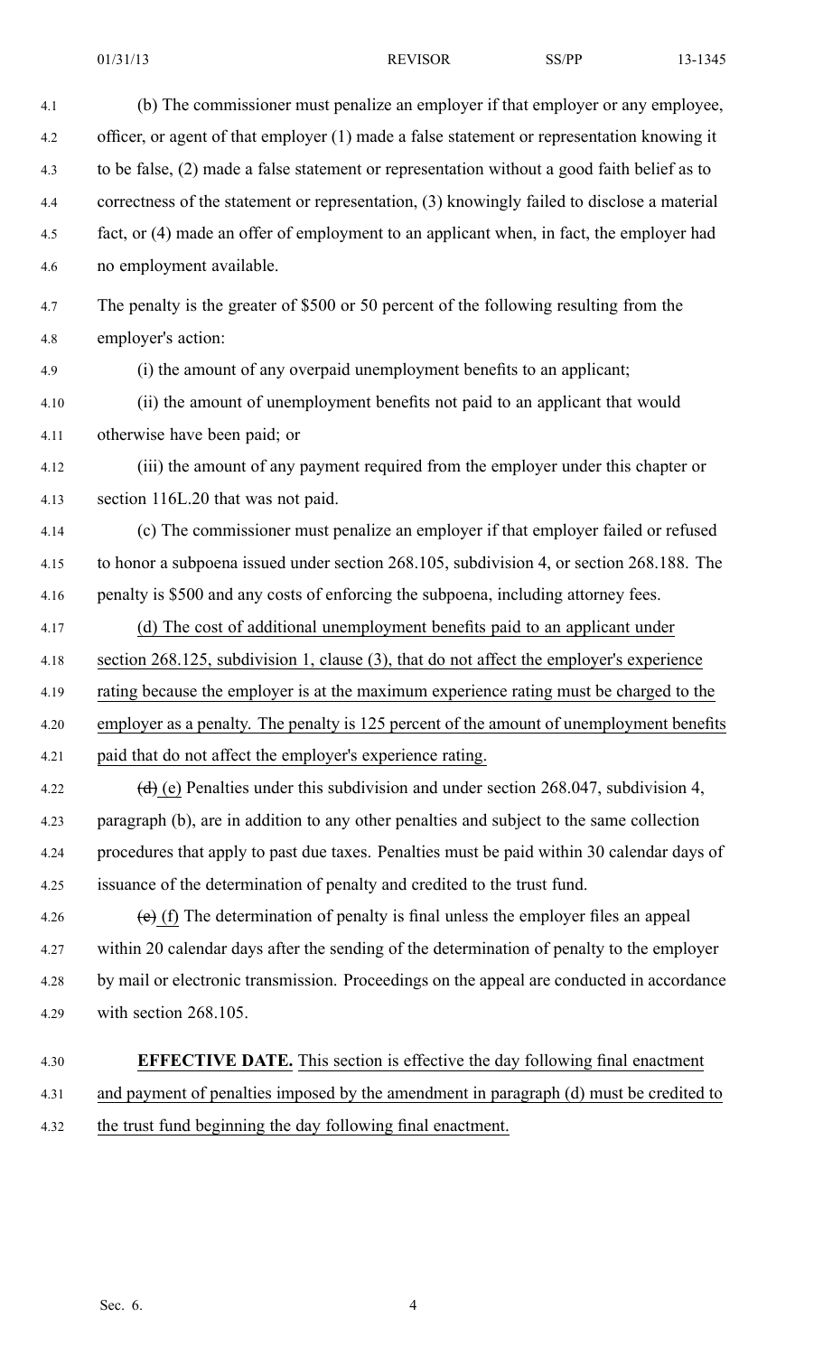(b) The commissioner must penalize an employer if that employer or any employee, officer, or agent of that employer (1) made a false statement or representation knowing it to be false, (2) made a false statement or representation without a good faith belief as to correctness of the statement or representation, (3) knowingly failed to disclose a material fact, or (4) made an offer of employment to an applicant when, in fact, the employer had no employment available.

The penalty is the greater of $500 or 50 percent of the following resulting from the employer's action:

(i) the amount of any overpaid unemployment benefits to an applicant;

(ii) the amount of unemployment benefits not paid to an applicant that would otherwise have been paid; or

(iii) the amount of any payment required from the employer under this chapter or section 116L.20 that was not paid.

(c) The commissioner must penalize an employer if that employer failed or refused to honor a subpoena issued under section 268.105, subdivision 4, or section 268.188. The penalty is $500 and any costs of enforcing the subpoena, including attorney fees.

(d) The cost of additional unemployment benefits paid to an applicant under section 268.125, subdivision 1, clause (3), that do not affect the employer's experience rating because the employer is at the maximum experience rating must be charged to the employer as a penalty. The penalty is 125 percent of the amount of unemployment benefits paid that do not affect the employer's experience rating.

~~(d)~~ (e) Penalties under this subdivision and under section 268.047, subdivision 4, paragraph (b), are in addition to any other penalties and subject to the same collection procedures that apply to past due taxes. Penalties must be paid within 30 calendar days of issuance of the determination of penalty and credited to the trust fund.

~~(e)~~ (f) The determination of penalty is final unless the employer files an appeal within 20 calendar days after the sending of the determination of penalty to the employer by mail or electronic transmission. Proceedings on the appeal are conducted in accordance with section 268.105.

**EFFECTIVE DATE.** This section is effective the day following final enactment and payment of penalties imposed by the amendment in paragraph (d) must be credited to the trust fund beginning the day following final enactment.